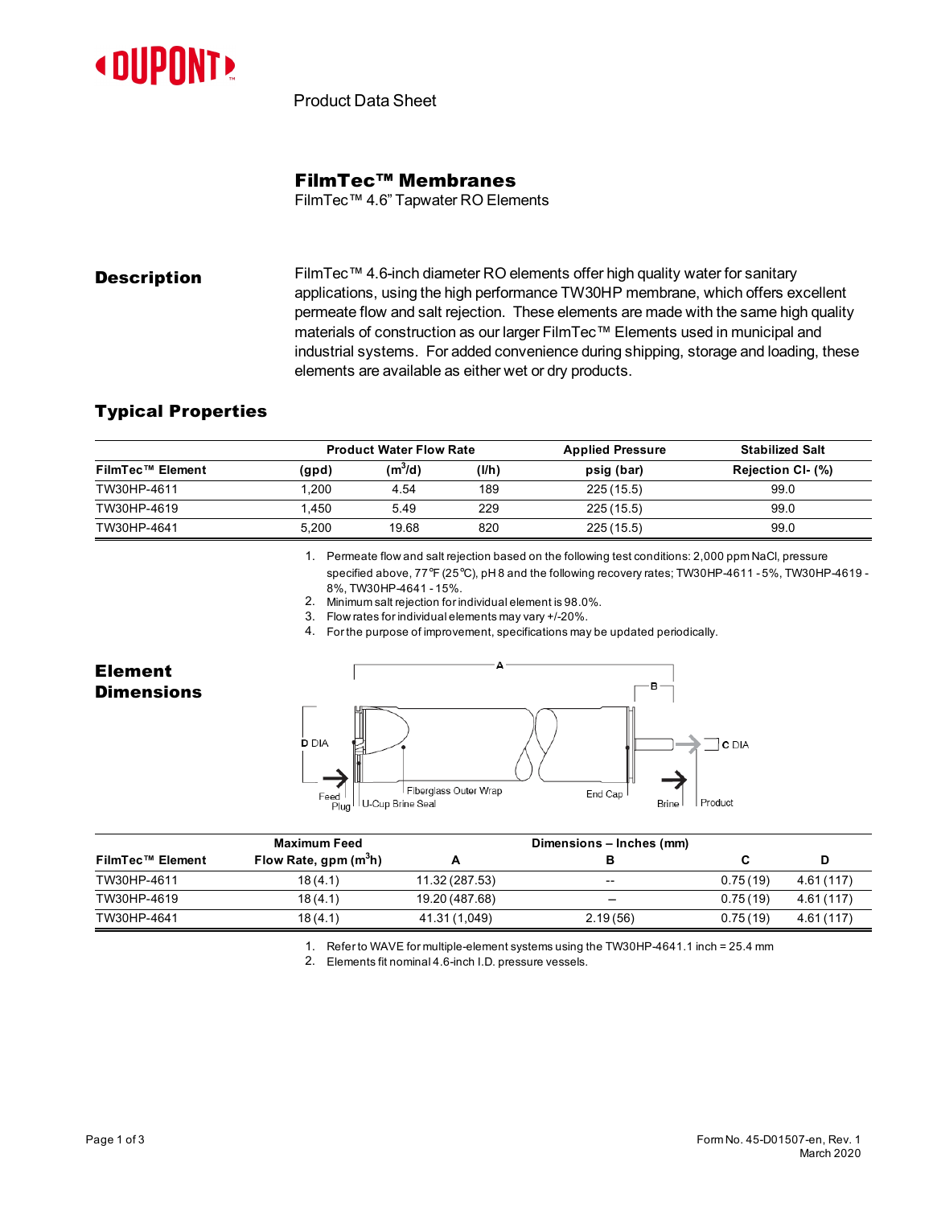Product Data Sheet

# FilmTec™ Membranes

FilmTec™ 4.6" Tapwater RO Elements

## Description

FilmTec™ 4.6-inch diameter RO elements offer high quality water for sanitary applications, using the high performance TW30HP membrane, which offers excellent permeate flow and salt rejection. These elements are made with the same high quality materials of construction as our larger FilmTec™ Elements used in municipal and industrial systems. For added convenience during shipping, storage and loading, these elements are available as either wet or dry products.

## Typical Properties

| | Product Water Flow Rate | | | Applied Pressure | Stabilized Salt |
|---|---|---|---|---|---|
| FilmTec™ Element | (gpd) | ($m^3$/d) | (l/h) | psig (bar) | Rejection Cl- (%) |
| TW30HP-4611 | 1,200 | 4.54 | 189 | 225 (15.5) | 99.0 |
| TW30HP-4619 | 1,450 | 5.49 | 229 | 225 (15.5) | 99.0 |
| TW30HP-4641 | 5,200 | 19.68 | 820 | 225 (15.5) | 99.0 |

1. Permeate flow and salt rejection based on the following test conditions: 2,000 ppm NaCl, pressure specified above, 77°F (25°C), pH 8 and the following recovery rates; TW30HP-4611 - 5%, TW30HP-4619 - 8%, TW30HP-4641 - 15%.
2. Minimum salt rejection for individual element is 98.0%.
3. Flow rates for individual elements may vary +/-20%.
4. For the purpose of improvement, specifications may be updated periodically.

## Element Dimensions

A, B, C DIA, D DIA, Feed, Plug, U-Cup Brine Seal, Fiberglass Outer Wrap, End Cap, Brine, Product

| | Maximum Feed | Dimensions – Inches (mm) | | | |
|---|---|---|---|---|---|
| FilmTec™ Element | Flow Rate, gpm ($m^3$h) | A | B | C | D |
| TW30HP-4611 | 18 (4.1) | 11.32 (287.53) | -- | 0.75 (19) | 4.61 (117) |
| TW30HP-4619 | 18 (4.1) | 19.20 (487.68) | – | 0.75 (19) | 4.61 (117) |
| TW30HP-4641 | 18 (4.1) | 41.31 (1,049) | 2.19 (56) | 0.75 (19) | 4.61 (117) |

1. Refer to WAVE for multiple-element systems using the TW30HP-4641. 1 inch = 25.4 mm
2. Elements fit nominal 4.6-inch I.D. pressure vessels.

Form No. 45-D01507-en, Rev. 1
March 2020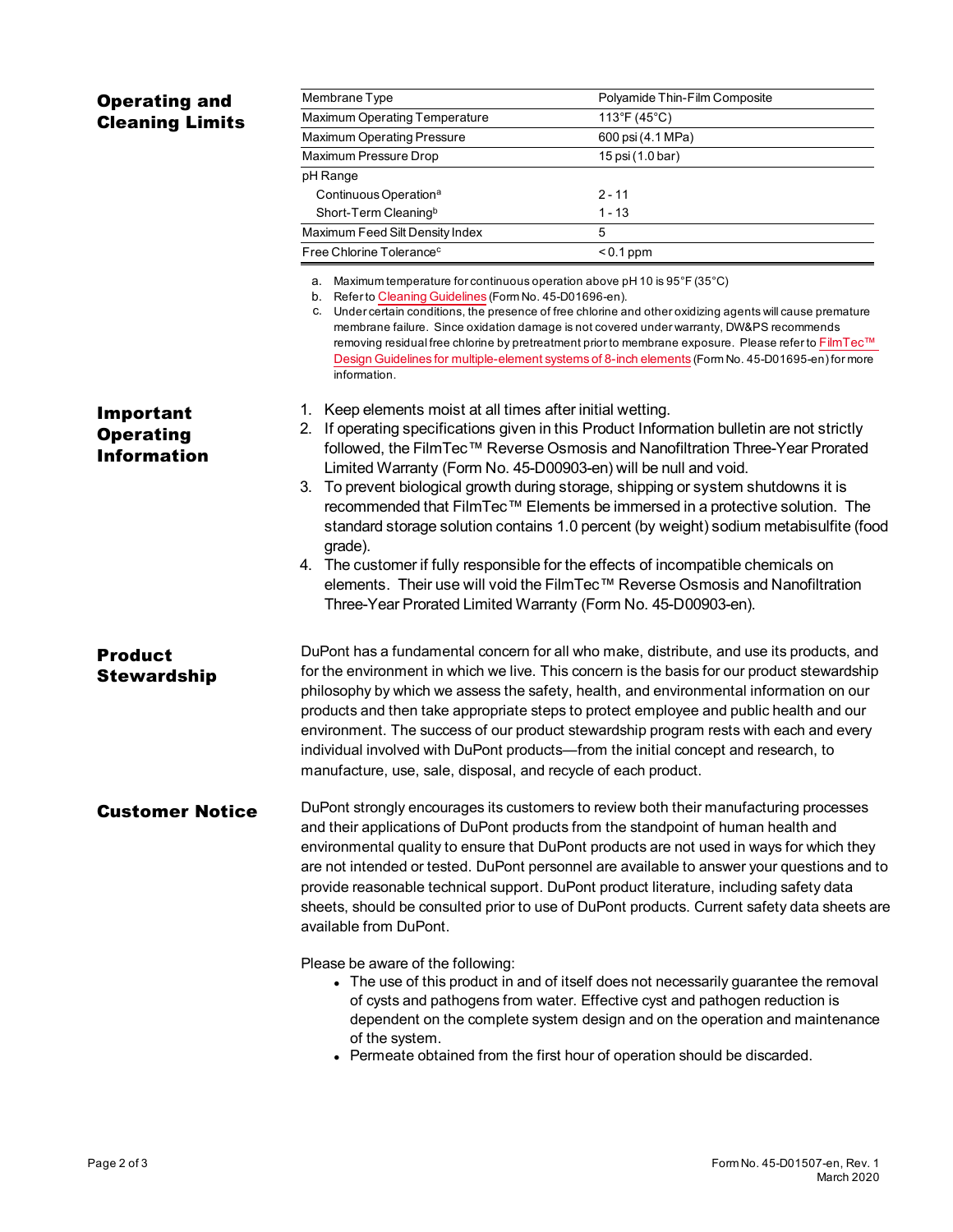## Operating and Cleaning Limits

| | |
|---|---|
| Membrane Type | Polyamide Thin-Film Composite |
| Maximum Operating Temperature | 113°F (45°C) |
| Maximum Operating Pressure | 600 psi (4.1 MPa) |
| Maximum Pressure Drop | 15 psi (1.0 bar) |
| pH Range | |
| Continuous Operation[a] | 2 - 11 |
| Short-Term Cleaning[b] | 1 - 13 |
| Maximum Feed Silt Density Index | 5 |
| Free Chlorine Tolerance[c] | < 0.1 ppm |

a. Maximum temperature for continuous operation above pH 10 is 95°F (35°C)
b. Refer to Cleaning Guidelines (Form No. 45-D01696-en).
c. Under certain conditions, the presence of free chlorine and other oxidizing agents will cause premature membrane failure. Since oxidation damage is not covered under warranty, DW&PS recommends removing residual free chlorine by pretreatment prior to membrane exposure. Please refer to FilmTec™ Design Guidelines for multiple-element systems of 8-inch elements (Form No. 45-D01695-en) for more information.

## Important Operating Information

1. Keep elements moist at all times after initial wetting.
2. If operating specifications given in this Product Information bulletin are not strictly followed, the FilmTec™ Reverse Osmosis and Nanofiltration Three-Year Prorated Limited Warranty (Form No. 45-D00903-en) will be null and void.
3. To prevent biological growth during storage, shipping or system shutdowns it is recommended that FilmTec™ Elements be immersed in a protective solution. The standard storage solution contains 1.0 percent (by weight) sodium metabisulfite (food grade).
4. The customer if fully responsible for the effects of incompatible chemicals on elements. Their use will void the FilmTec™ Reverse Osmosis and Nanofiltration Three-Year Prorated Limited Warranty (Form No. 45-D00903-en).

## Product Stewardship

DuPont has a fundamental concern for all who make, distribute, and use its products, and for the environment in which we live. This concern is the basis for our product stewardship philosophy by which we assess the safety, health, and environmental information on our products and then take appropriate steps to protect employee and public health and our environment. The success of our product stewardship program rests with each and every individual involved with DuPont products—from the initial concept and research, to manufacture, use, sale, disposal, and recycle of each product.

## Customer Notice

DuPont strongly encourages its customers to review both their manufacturing processes and their applications of DuPont products from the standpoint of human health and environmental quality to ensure that DuPont products are not used in ways for which they are not intended or tested. DuPont personnel are available to answer your questions and to provide reasonable technical support. DuPont product literature, including safety data sheets, should be consulted prior to use of DuPont products. Current safety data sheets are available from DuPont.

Please be aware of the following:

- The use of this product in and of itself does not necessarily guarantee the removal of cysts and pathogens from water. Effective cyst and pathogen reduction is dependent on the complete system design and on the operation and maintenance of the system.
- Permeate obtained from the first hour of operation should be discarded.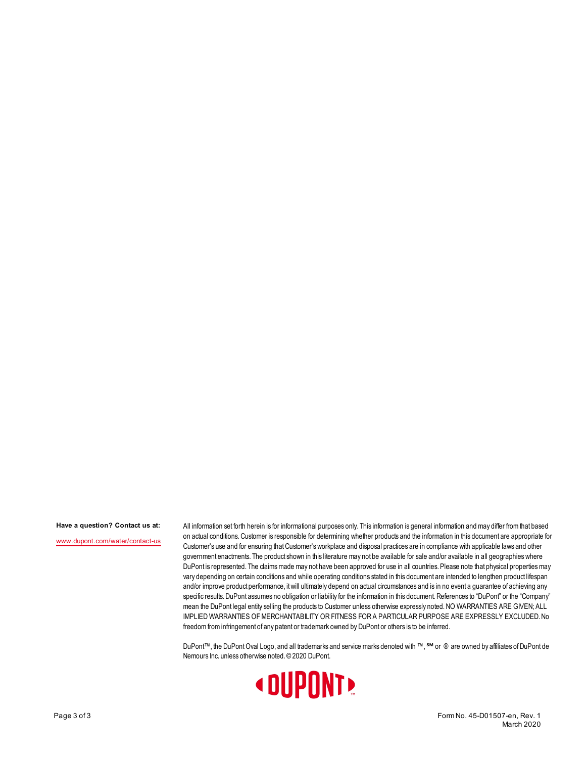**Have a question? Contact us at:**

www.dupont.com/water/contact-us

All information set forth herein is for informational purposes only. This information is general information and may differ from that based on actual conditions. Customer is responsible for determining whether products and the information in this document are appropriate for Customer's use and for ensuring that Customer's workplace and disposal practices are in compliance with applicable laws and other government enactments. The product shown in this literature may not be available for sale and/or available in all geographies where DuPont is represented. The claims made may not have been approved for use in all countries. Please note that physical properties may vary depending on certain conditions and while operating conditions stated in this document are intended to lengthen product lifespan and/or improve product performance, it will ultimately depend on actual circumstances and is in no event a guarantee of achieving any specific results. DuPont assumes no obligation or liability for the information in this document. References to "DuPont" or the "Company" mean the DuPont legal entity selling the products to Customer unless otherwise expressly noted. NO WARRANTIES ARE GIVEN; ALL IMPLIED WARRANTIES OF MERCHANTABILITY OR FITNESS FOR A PARTICULAR PURPOSE ARE EXPRESSLY EXCLUDED. No freedom from infringement of any patent or trademark owned by DuPont or others is to be inferred.

DuPont™, the DuPont Oval Logo, and all trademarks and service marks denoted with ™, ℠ or ® are owned by affiliates of DuPont de Nemours Inc. unless otherwise noted. © 2020 DuPont.

Form No. 45-D01507-en, Rev. 1
March 2020